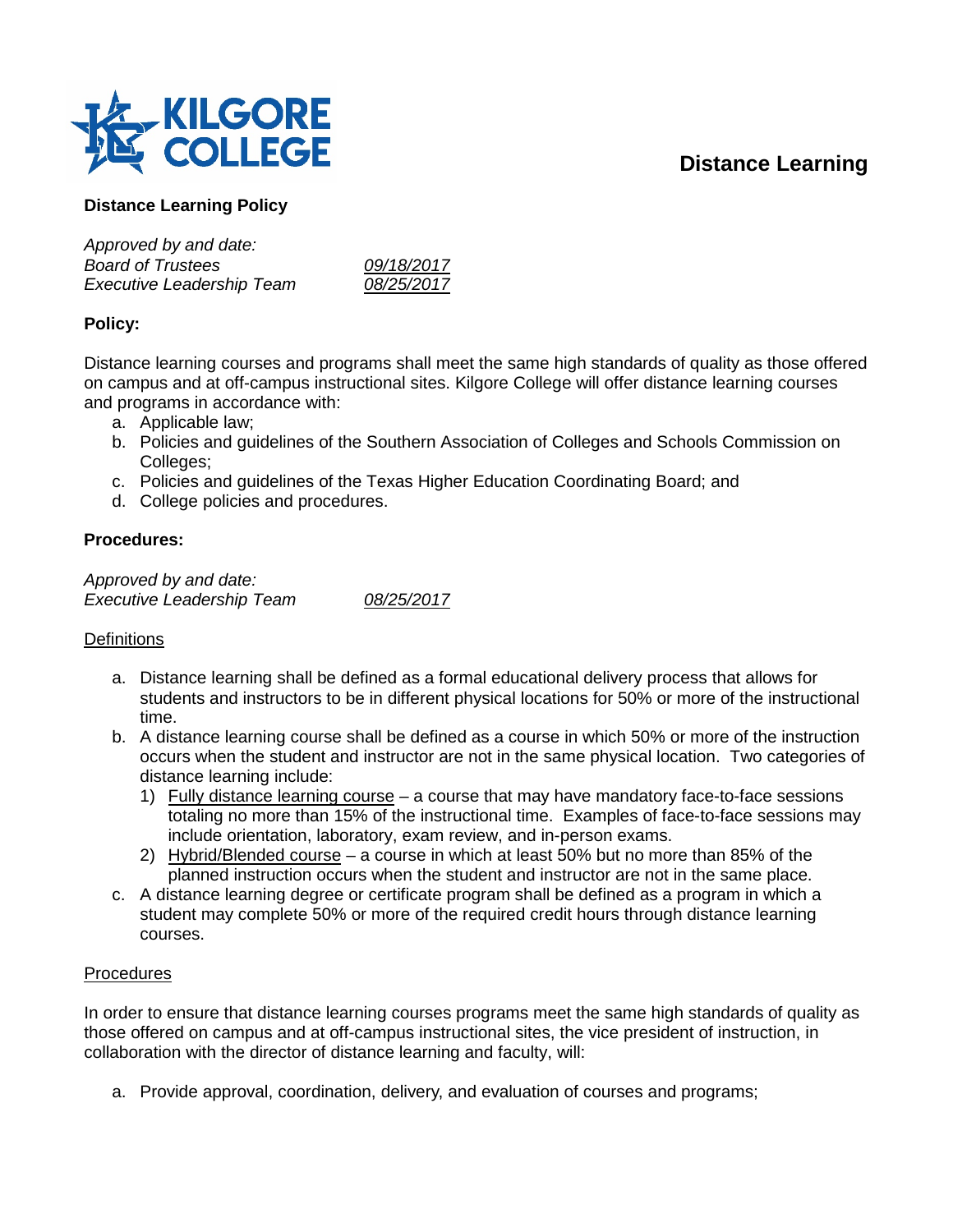KILGORE COLLEGE

# Distance Learning

## Distance Learning Policy

*Approved by and date:*

| | |
|---|---|
| *Board of Trustees* | *09/18/2017* |
| *Executive Leadership Team* | *08/25/2017* |

### Policy:

Distance learning courses and programs shall meet the same high standards of quality as those offered on campus and at off-campus instructional sites. Kilgore College will offer distance learning courses and programs in accordance with:

a. Applicable law;
b. Policies and guidelines of the Southern Association of Colleges and Schools Commission on Colleges;
c. Policies and guidelines of the Texas Higher Education Coordinating Board; and
d. College policies and procedures.

### Procedures:

*Approved by and date:*

| | |
|---|---|
| *Executive Leadership Team* | *08/25/2017* |

#### Definitions

a. Distance learning shall be defined as a formal educational delivery process that allows for students and instructors to be in different physical locations for 50% or more of the instructional time.
b. A distance learning course shall be defined as a course in which 50% or more of the instruction occurs when the student and instructor are not in the same physical location. Two categories of distance learning include:
   1) Fully distance learning course – a course that may have mandatory face-to-face sessions totaling no more than 15% of the instructional time. Examples of face-to-face sessions may include orientation, laboratory, exam review, and in-person exams.
   2) Hybrid/Blended course – a course in which at least 50% but no more than 85% of the planned instruction occurs when the student and instructor are not in the same place.
c. A distance learning degree or certificate program shall be defined as a program in which a student may complete 50% or more of the required credit hours through distance learning courses.

#### Procedures

In order to ensure that distance learning courses programs meet the same high standards of quality as those offered on campus and at off-campus instructional sites, the vice president of instruction, in collaboration with the director of distance learning and faculty, will:

a. Provide approval, coordination, delivery, and evaluation of courses and programs;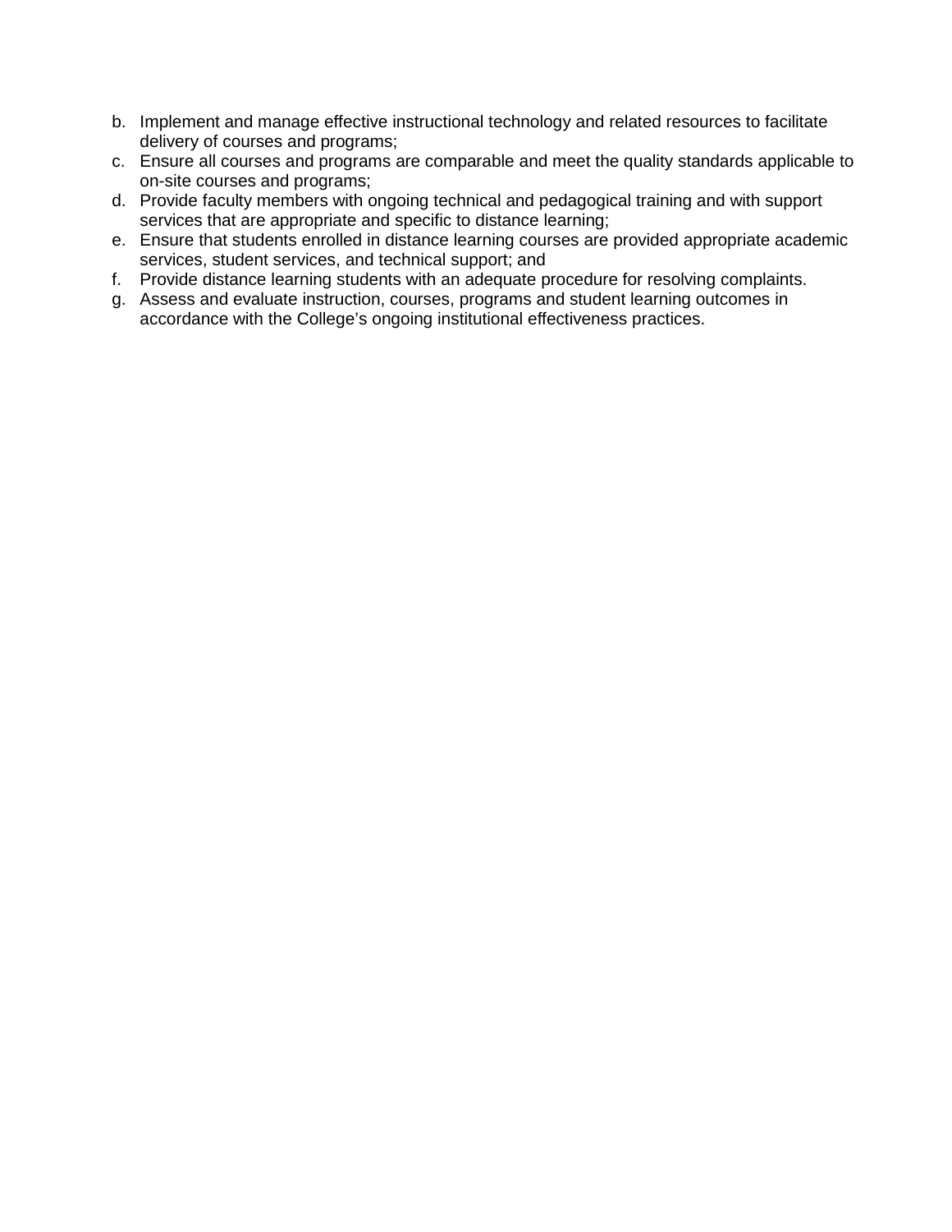b. Implement and manage effective instructional technology and related resources to facilitate delivery of courses and programs;
c. Ensure all courses and programs are comparable and meet the quality standards applicable to on-site courses and programs;
d. Provide faculty members with ongoing technical and pedagogical training and with support services that are appropriate and specific to distance learning;
e. Ensure that students enrolled in distance learning courses are provided appropriate academic services, student services, and technical support; and
f. Provide distance learning students with an adequate procedure for resolving complaints.
g. Assess and evaluate instruction, courses, programs and student learning outcomes in accordance with the College's ongoing institutional effectiveness practices.